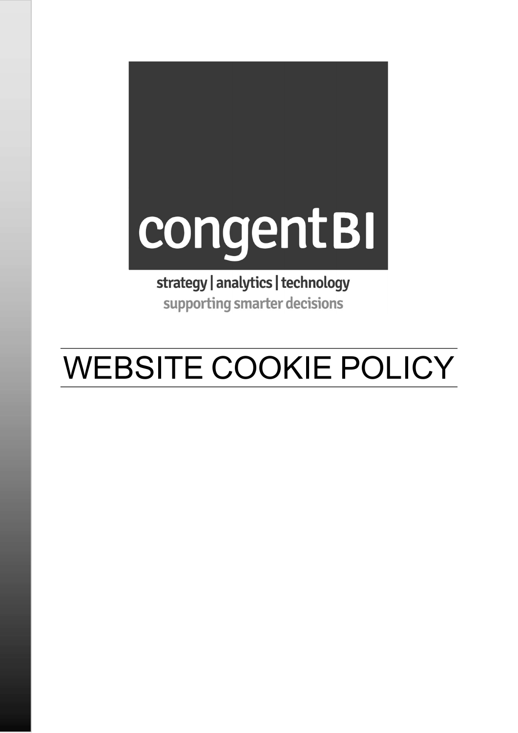congentBI

strategy | analytics | technology

supporting smarter decisions

# WEBSITE COOKIE POLICY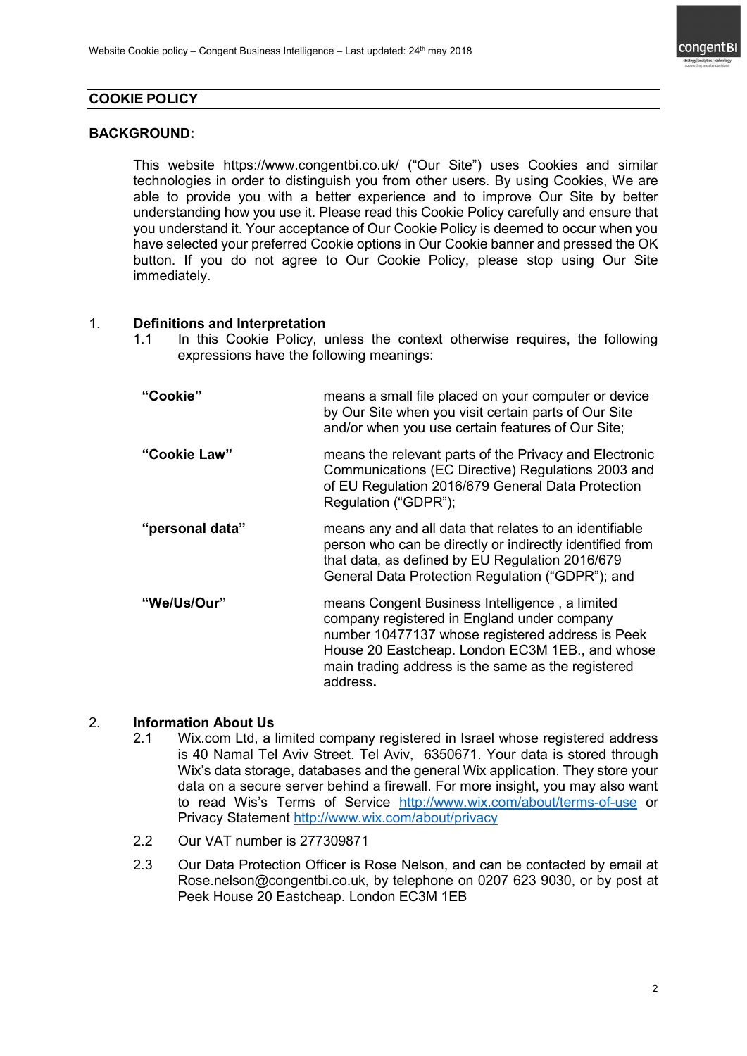## COOKIE POLICY

### BACKGROUND:

This website https://www.congentbi.co.uk/ ("Our Site") uses Cookies and similar technologies in order to distinguish you from other users. By using Cookies, We are able to provide you with a better experience and to improve Our Site by better understanding how you use it. Please read this Cookie Policy carefully and ensure that you understand it. Your acceptance of Our Cookie Policy is deemed to occur when you have selected your preferred Cookie options in Our Cookie banner and pressed the OK button. If you do not agree to Our Cookie Policy, please stop using Our Site immediately.

1. **Definitions and Interpretation**

   1.1 In this Cookie Policy, unless the context otherwise requires, the following expressions have the following meanings:

| | |
|---|---|
| **"Cookie"** | means a small file placed on your computer or device by Our Site when you visit certain parts of Our Site and/or when you use certain features of Our Site; |
| **"Cookie Law"** | means the relevant parts of the Privacy and Electronic Communications (EC Directive) Regulations 2003 and of EU Regulation 2016/679 General Data Protection Regulation ("GDPR"); |
| **"personal data"** | means any and all data that relates to an identifiable person who can be directly or indirectly identified from that data, as defined by EU Regulation 2016/679 General Data Protection Regulation ("GDPR"); and |
| **"We/Us/Our"** | means Congent Business Intelligence , a limited company registered in England under company number 10477137 whose registered address is Peek House 20 Eastcheap. London EC3M 1EB., and whose main trading address is the same as the registered address**.** |

2. **Information About Us**

   2.1 Wix.com Ltd, a limited company registered in Israel whose registered address is 40 Namal Tel Aviv Street. Tel Aviv, 6350671. Your data is stored through Wix's data storage, databases and the general Wix application. They store your data on a secure server behind a firewall. For more insight, you may also want to read Wis's Terms of Service http://www.wix.com/about/terms-of-use or Privacy Statement http://www.wix.com/about/privacy

   2.2 Our VAT number is 277309871

   2.3 Our Data Protection Officer is Rose Nelson, and can be contacted by email at Rose.nelson@congentbi.co.uk, by telephone on 0207 623 9030, or by post at Peek House 20 Eastcheap. London EC3M 1EB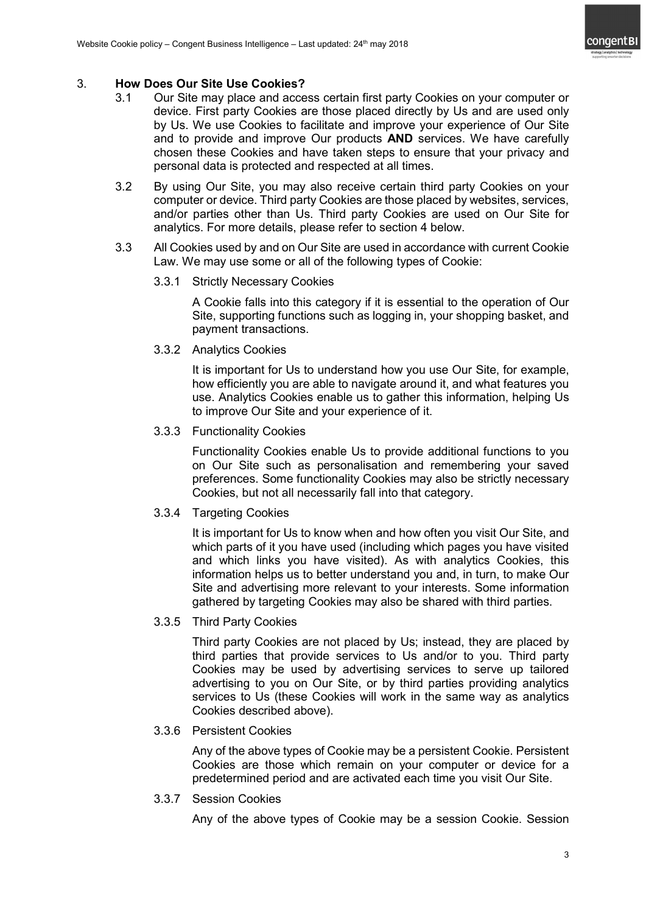## 3. How Does Our Site Use Cookies?

3.1 Our Site may place and access certain first party Cookies on your computer or device. First party Cookies are those placed directly by Us and are used only by Us. We use Cookies to facilitate and improve your experience of Our Site and to provide and improve Our products **AND** services. We have carefully chosen these Cookies and have taken steps to ensure that your privacy and personal data is protected and respected at all times.

3.2 By using Our Site, you may also receive certain third party Cookies on your computer or device. Third party Cookies are those placed by websites, services, and/or parties other than Us. Third party Cookies are used on Our Site for analytics. For more details, please refer to section 4 below.

3.3 All Cookies used by and on Our Site are used in accordance with current Cookie Law. We may use some or all of the following types of Cookie:

3.3.1 Strictly Necessary Cookies

A Cookie falls into this category if it is essential to the operation of Our Site, supporting functions such as logging in, your shopping basket, and payment transactions.

3.3.2 Analytics Cookies

It is important for Us to understand how you use Our Site, for example, how efficiently you are able to navigate around it, and what features you use. Analytics Cookies enable us to gather this information, helping Us to improve Our Site and your experience of it.

3.3.3 Functionality Cookies

Functionality Cookies enable Us to provide additional functions to you on Our Site such as personalisation and remembering your saved preferences. Some functionality Cookies may also be strictly necessary Cookies, but not all necessarily fall into that category.

3.3.4 Targeting Cookies

It is important for Us to know when and how often you visit Our Site, and which parts of it you have used (including which pages you have visited and which links you have visited). As with analytics Cookies, this information helps us to better understand you and, in turn, to make Our Site and advertising more relevant to your interests. Some information gathered by targeting Cookies may also be shared with third parties.

3.3.5 Third Party Cookies

Third party Cookies are not placed by Us; instead, they are placed by third parties that provide services to Us and/or to you. Third party Cookies may be used by advertising services to serve up tailored advertising to you on Our Site, or by third parties providing analytics services to Us (these Cookies will work in the same way as analytics Cookies described above).

3.3.6 Persistent Cookies

Any of the above types of Cookie may be a persistent Cookie. Persistent Cookies are those which remain on your computer or device for a predetermined period and are activated each time you visit Our Site.

3.3.7 Session Cookies

Any of the above types of Cookie may be a session Cookie. Session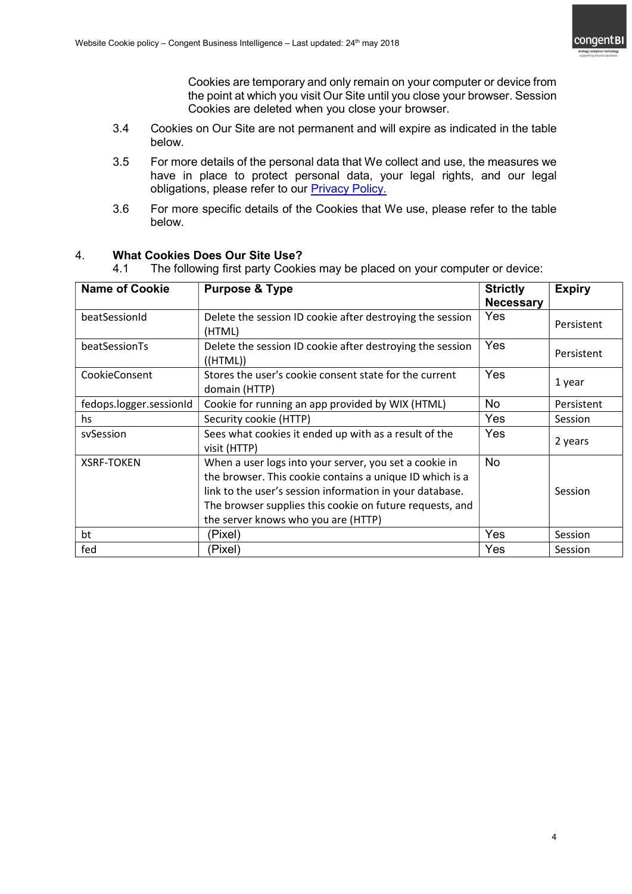Cookies are temporary and only remain on your computer or device from the point at which you visit Our Site until you close your browser. Session Cookies are deleted when you close your browser.

3.4 Cookies on Our Site are not permanent and will expire as indicated in the table below.

3.5 For more details of the personal data that We collect and use, the measures we have in place to protect personal data, your legal rights, and our legal obligations, please refer to our [Privacy Policy.]

3.6 For more specific details of the Cookies that We use, please refer to the table below.

## 4. What Cookies Does Our Site Use?

4.1 The following first party Cookies may be placed on your computer or device:

| Name of Cookie | Purpose & Type | Strictly Necessary | Expiry |
|---|---|---|---|
| beatSessionId | Delete the session ID cookie after destroying the session (HTML) | Yes | Persistent |
| beatSessionTs | Delete the session ID cookie after destroying the session ((HTML)) | Yes | Persistent |
| CookieConsent | Stores the user's cookie consent state for the current domain (HTTP) | Yes | 1 year |
| fedops.logger.sessionId | Cookie for running an app provided by WIX (HTML) | No | Persistent |
| hs | Security cookie (HTTP) | Yes | Session |
| svSession | Sees what cookies it ended up with as a result of the visit (HTTP) | Yes | 2 years |
| XSRF-TOKEN | When a user logs into your server, you set a cookie in the browser. This cookie contains a unique ID which is a link to the user's session information in your database. The browser supplies this cookie on future requests, and the server knows who you are (HTTP) | No | Session |
| bt | (Pixel) | Yes | Session |
| fed | (Pixel) | Yes | Session |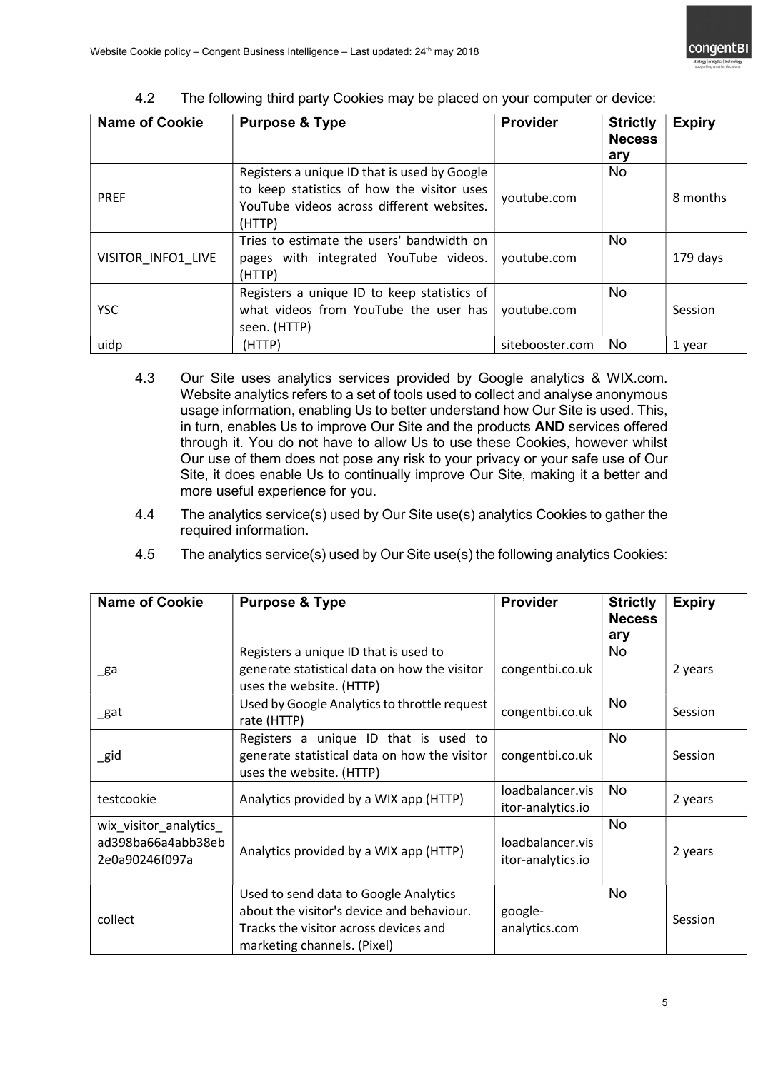4.2 The following third party Cookies may be placed on your computer or device:

| Name of Cookie | Purpose & Type | Provider | Strictly Necessary | Expiry |
|---|---|---|---|---|
| PREF | Registers a unique ID that is used by Google to keep statistics of how the visitor uses YouTube videos across different websites. (HTTP) | youtube.com | No | 8 months |
| VISITOR_INFO1_LIVE | Tries to estimate the users' bandwidth on pages with integrated YouTube videos. (HTTP) | youtube.com | No | 179 days |
| YSC | Registers a unique ID to keep statistics of what videos from YouTube the user has seen. (HTTP) | youtube.com | No | Session |
| uidp | (HTTP) | sitebooster.com | No | 1 year |

4.3 Our Site uses analytics services provided by Google analytics & WIX.com. Website analytics refers to a set of tools used to collect and analyse anonymous usage information, enabling Us to better understand how Our Site is used. This, in turn, enables Us to improve Our Site and the products **AND** services offered through it. You do not have to allow Us to use these Cookies, however whilst Our use of them does not pose any risk to your privacy or your safe use of Our Site, it does enable Us to continually improve Our Site, making it a better and more useful experience for you.

4.4 The analytics service(s) used by Our Site use(s) analytics Cookies to gather the required information.

4.5 The analytics service(s) used by Our Site use(s) the following analytics Cookies:

| Name of Cookie | Purpose & Type | Provider | Strictly Necessary | Expiry |
|---|---|---|---|---|
| _ga | Registers a unique ID that is used to generate statistical data on how the visitor uses the website. (HTTP) | congentbi.co.uk | No | 2 years |
| _gat | Used by Google Analytics to throttle request rate (HTTP) | congentbi.co.uk | No | Session |
| _gid | Registers a unique ID that is used to generate statistical data on how the visitor uses the website. (HTTP) | congentbi.co.uk | No | Session |
| testcookie | Analytics provided by a WIX app (HTTP) | loadbalancer.visitor-analytics.io | No | 2 years |
| wix_visitor_analytics_ad398ba66a4abb38eb2e0a90246f097a | Analytics provided by a WIX app (HTTP) | loadbalancer.visitor-analytics.io | No | 2 years |
| collect | Used to send data to Google Analytics about the visitor's device and behaviour. Tracks the visitor across devices and marketing channels. (Pixel) | google-analytics.com | No | Session |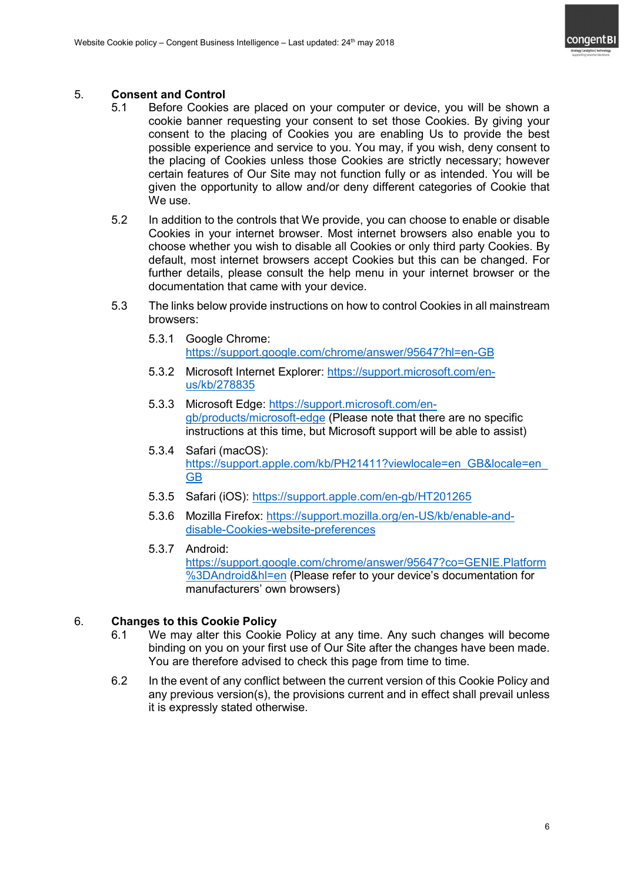## 5. Consent and Control

5.1 Before Cookies are placed on your computer or device, you will be shown a cookie banner requesting your consent to set those Cookies. By giving your consent to the placing of Cookies you are enabling Us to provide the best possible experience and service to you. You may, if you wish, deny consent to the placing of Cookies unless those Cookies are strictly necessary; however certain features of Our Site may not function fully or as intended. You will be given the opportunity to allow and/or deny different categories of Cookie that We use.

5.2 In addition to the controls that We provide, you can choose to enable or disable Cookies in your internet browser. Most internet browsers also enable you to choose whether you wish to disable all Cookies or only third party Cookies. By default, most internet browsers accept Cookies but this can be changed. For further details, please consult the help menu in your internet browser or the documentation that came with your device.

5.3 The links below provide instructions on how to control Cookies in all mainstream browsers:

5.3.1 Google Chrome: https://support.google.com/chrome/answer/95647?hl=en-GB

5.3.2 Microsoft Internet Explorer: https://support.microsoft.com/en-us/kb/278835

5.3.3 Microsoft Edge: https://support.microsoft.com/en-gb/products/microsoft-edge (Please note that there are no specific instructions at this time, but Microsoft support will be able to assist)

5.3.4 Safari (macOS): https://support.apple.com/kb/PH21411?viewlocale=en_GB&locale=en_GB

5.3.5 Safari (iOS): https://support.apple.com/en-gb/HT201265

5.3.6 Mozilla Firefox: https://support.mozilla.org/en-US/kb/enable-and-disable-Cookies-website-preferences

5.3.7 Android: https://support.google.com/chrome/answer/95647?co=GENIE.Platform%3DAndroid&hl=en (Please refer to your device's documentation for manufacturers' own browsers)

## 6. Changes to this Cookie Policy

6.1 We may alter this Cookie Policy at any time. Any such changes will become binding on you on your first use of Our Site after the changes have been made. You are therefore advised to check this page from time to time.

6.2 In the event of any conflict between the current version of this Cookie Policy and any previous version(s), the provisions current and in effect shall prevail unless it is expressly stated otherwise.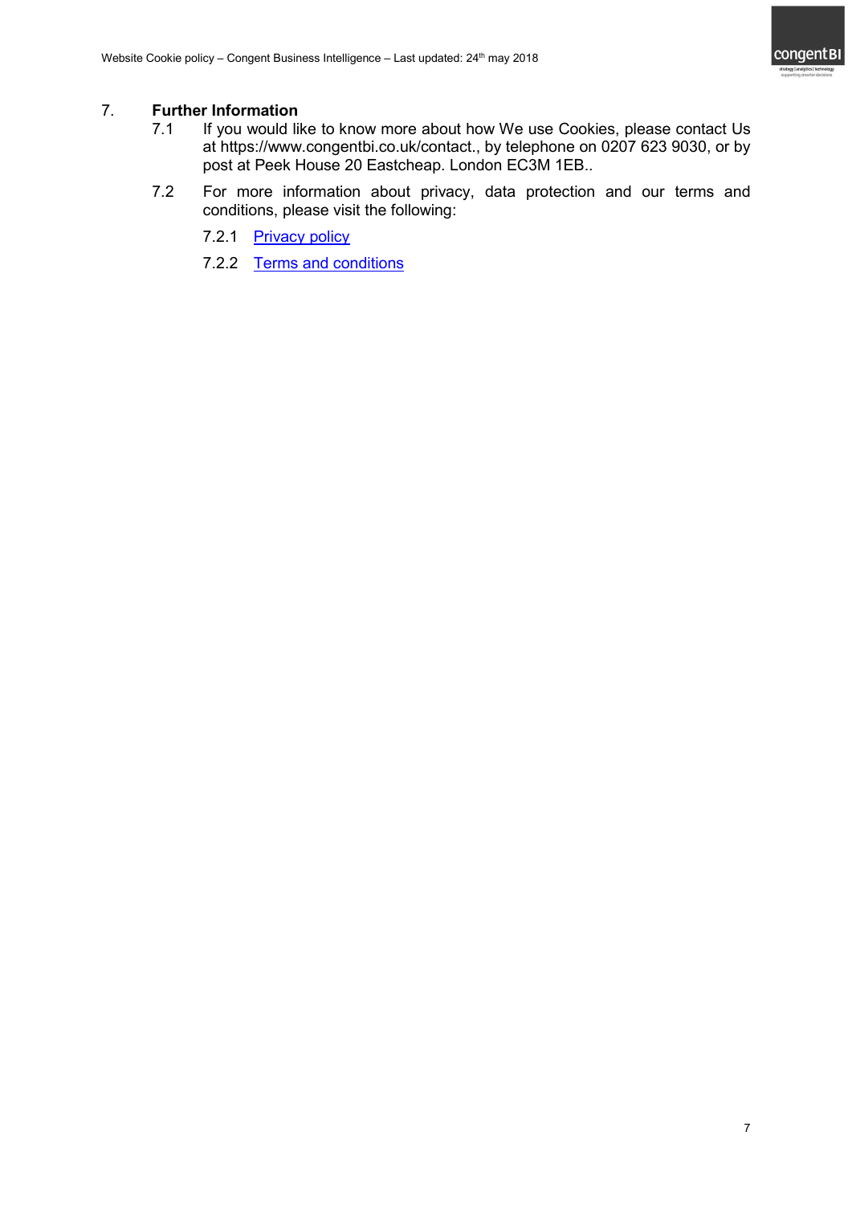## 7. Further Information

7.1 If you would like to know more about how We use Cookies, please contact Us at https://www.congentbi.co.uk/contact., by telephone on 0207 623 9030, or by post at Peek House 20 Eastcheap. London EC3M 1EB..

7.2 For more information about privacy, data protection and our terms and conditions, please visit the following:

7.2.1 Privacy policy

7.2.2 Terms and conditions